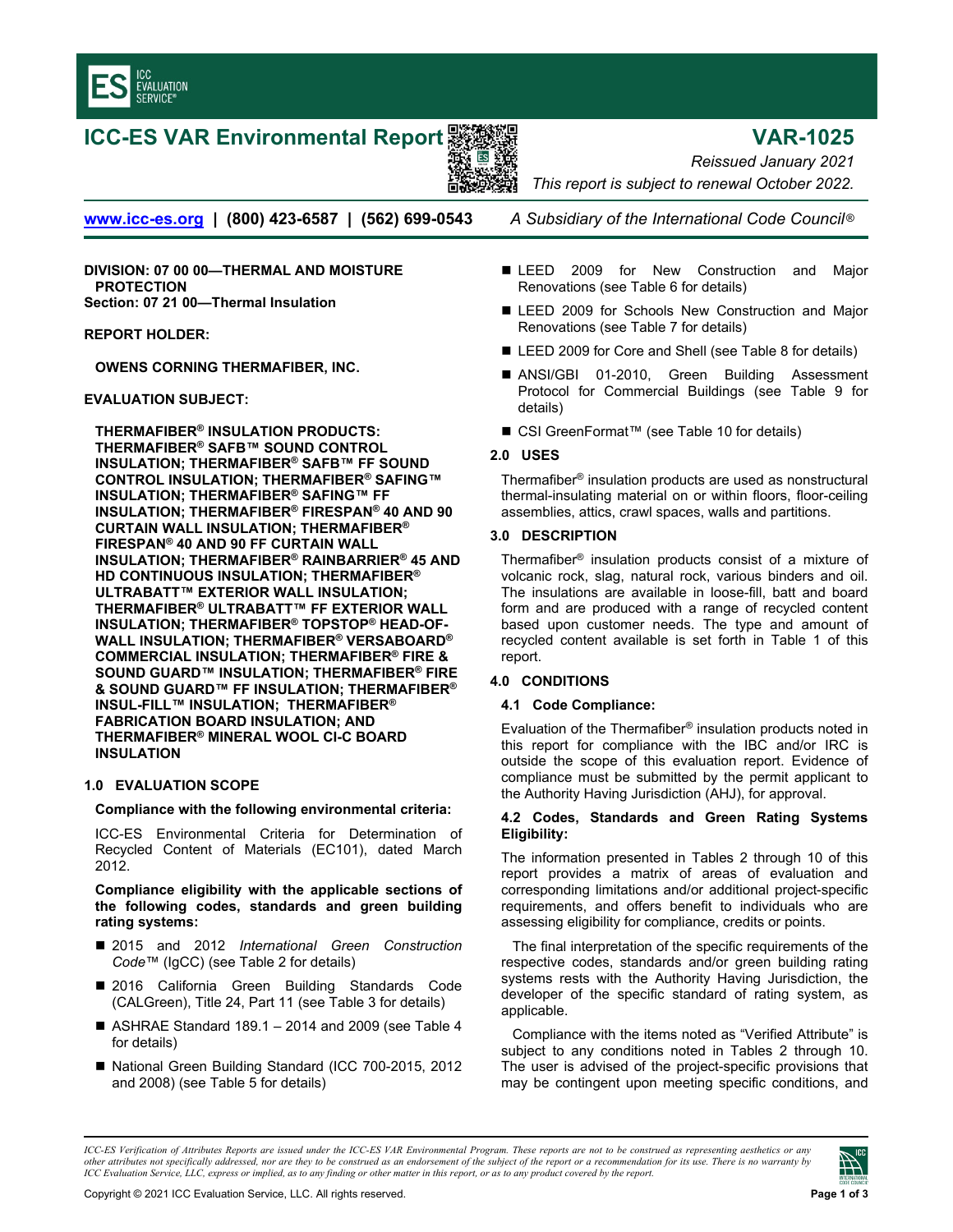# ICC-ES VAR Environmental Report

**VAR-1025**

*Reissued January 2021*

*This report is subject to renewal October 2022.*

www.icc-es.org | (800) 423-6587 | (562) 699-0543 *A Subsidiary of the International Code Council®*

**DIVISION: 07 00 00—THERMAL AND MOISTURE PROTECTION**
**Section: 07 21 00—Thermal Insulation**

**REPORT HOLDER:**

**OWENS CORNING THERMAFIBER, INC.**

**EVALUATION SUBJECT:**

**THERMAFIBER® INSULATION PRODUCTS: THERMAFIBER® SAFB™ SOUND CONTROL INSULATION; THERMAFIBER® SAFB™ FF SOUND CONTROL INSULATION; THERMAFIBER® SAFING™ INSULATION; THERMAFIBER® SAFING™ FF INSULATION; THERMAFIBER® FIRESPAN® 40 AND 90 CURTAIN WALL INSULATION; THERMAFIBER® FIRESPAN® 40 AND 90 FF CURTAIN WALL INSULATION; THERMAFIBER® RAINBARRIER® 45 AND HD CONTINUOUS INSULATION; THERMAFIBER® ULTRABATT™ EXTERIOR WALL INSULATION; THERMAFIBER® ULTRABATT™ FF EXTERIOR WALL INSULATION; THERMAFIBER® TOPSTOP® HEAD-OF-WALL INSULATION; THERMAFIBER® VERSABOARD® COMMERCIAL INSULATION; THERMAFIBER® FIRE & SOUND GUARD™ INSULATION; THERMAFIBER® FIRE & SOUND GUARD™ FF INSULATION; THERMAFIBER® INSUL-FILL™ INSULATION; THERMAFIBER® FABRICATION BOARD INSULATION; AND THERMAFIBER® MINERAL WOOL CI-C BOARD INSULATION**

## 1.0 EVALUATION SCOPE

**Compliance with the following environmental criteria:**

ICC-ES Environmental Criteria for Determination of Recycled Content of Materials (EC101), dated March 2012.

**Compliance eligibility with the applicable sections of the following codes, standards and green building rating systems:**

- 2015 and 2012 *International Green Construction Code*™ (IgCC) (see Table 2 for details)
- 2016 California Green Building Standards Code (CALGreen), Title 24, Part 11 (see Table 3 for details)
- ASHRAE Standard 189.1 – 2014 and 2009 (see Table 4 for details)
- National Green Building Standard (ICC 700-2015, 2012 and 2008) (see Table 5 for details)
- LEED 2009 for New Construction and Major Renovations (see Table 6 for details)
- LEED 2009 for Schools New Construction and Major Renovations (see Table 7 for details)
- LEED 2009 for Core and Shell (see Table 8 for details)
- ANSI/GBI 01-2010, Green Building Assessment Protocol for Commercial Buildings (see Table 9 for details)
- CSI GreenFormat™ (see Table 10 for details)

## 2.0 USES

Thermafiber® insulation products are used as nonstructural thermal-insulating material on or within floors, floor-ceiling assemblies, attics, crawl spaces, walls and partitions.

## 3.0 DESCRIPTION

Thermafiber® insulation products consist of a mixture of volcanic rock, slag, natural rock, various binders and oil. The insulations are available in loose-fill, batt and board form and are produced with a range of recycled content based upon customer needs. The type and amount of recycled content available is set forth in Table 1 of this report.

## 4.0 CONDITIONS

### 4.1 Code Compliance:

Evaluation of the Thermafiber® insulation products noted in this report for compliance with the IBC and/or IRC is outside the scope of this evaluation report. Evidence of compliance must be submitted by the permit applicant to the Authority Having Jurisdiction (AHJ), for approval.

### 4.2 Codes, Standards and Green Rating Systems Eligibility:

The information presented in Tables 2 through 10 of this report provides a matrix of areas of evaluation and corresponding limitations and/or additional project-specific requirements, and offers benefit to individuals who are assessing eligibility for compliance, credits or points.

The final interpretation of the specific requirements of the respective codes, standards and/or green building rating systems rests with the Authority Having Jurisdiction, the developer of the specific standard of rating system, as applicable.

Compliance with the items noted as "Verified Attribute" is subject to any conditions noted in Tables 2 through 10. The user is advised of the project-specific provisions that may be contingent upon meeting specific conditions, and

*ICC-ES Verification of Attributes Reports are issued under the ICC-ES VAR Environmental Program. These reports are not to be construed as representing aesthetics or any other attributes not specifically addressed, nor are they to be construed as an endorsement of the subject of the report or a recommendation for its use. There is no warranty by ICC Evaluation Service, LLC, express or implied, as to any finding or other matter in this report, or as to any product covered by the report.*

Copyright © 2021 ICC Evaluation Service, LLC. All rights reserved.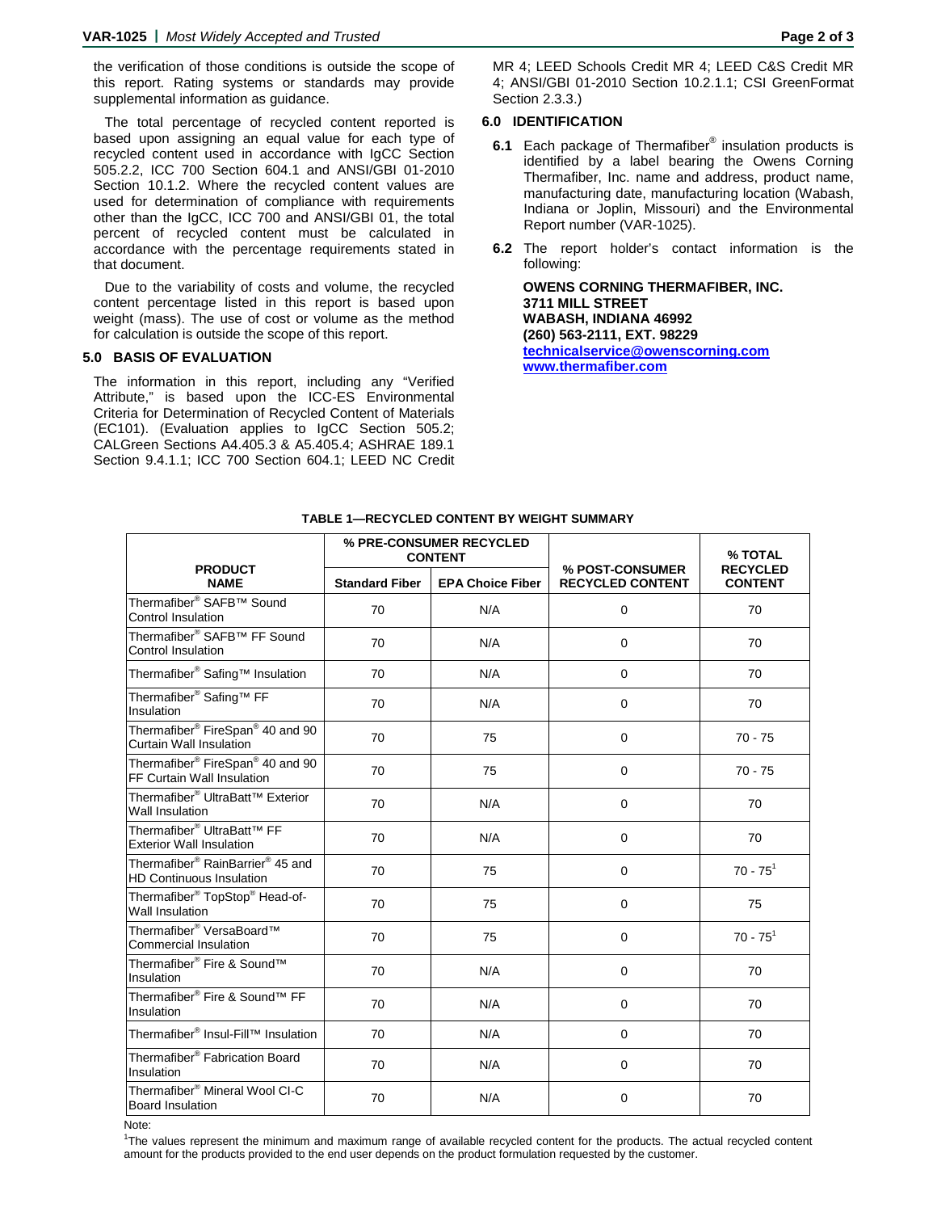the verification of those conditions is outside the scope of this report. Rating systems or standards may provide supplemental information as guidance.

The total percentage of recycled content reported is based upon assigning an equal value for each type of recycled content used in accordance with IgCC Section 505.2.2, ICC 700 Section 604.1 and ANSI/GBI 01-2010 Section 10.1.2. Where the recycled content values are used for determination of compliance with requirements other than the IgCC, ICC 700 and ANSI/GBI 01, the total percent of recycled content must be calculated in accordance with the percentage requirements stated in that document.

Due to the variability of costs and volume, the recycled content percentage listed in this report is based upon weight (mass). The use of cost or volume as the method for calculation is outside the scope of this report.

## 5.0 BASIS OF EVALUATION

The information in this report, including any "Verified Attribute," is based upon the ICC-ES Environmental Criteria for Determination of Recycled Content of Materials (EC101). (Evaluation applies to IgCC Section 505.2; CALGreen Sections A4.405.3 & A5.405.4; ASHRAE 189.1 Section 9.4.1.1; ICC 700 Section 604.1; LEED NC Credit MR 4; LEED Schools Credit MR 4; LEED C&S Credit MR 4; ANSI/GBI 01-2010 Section 10.2.1.1; CSI GreenFormat Section 2.3.3.)

## 6.0 IDENTIFICATION

**6.1** Each package of Thermafiber® insulation products is identified by a label bearing the Owens Corning Thermafiber, Inc. name and address, product name, manufacturing date, manufacturing location (Wabash, Indiana or Joplin, Missouri) and the Environmental Report number (VAR-1025).

**6.2** The report holder's contact information is the following:

**OWENS CORNING THERMAFIBER, INC.**
**3711 MILL STREET**
**WABASH, INDIANA 46992**
**(260) 563-2111, EXT. 98229**
**technicalservice@owenscorning.com**
**www.thermafiber.com**

**TABLE 1—RECYCLED CONTENT BY WEIGHT SUMMARY**

| PRODUCT NAME | % PRE-CONSUMER RECYCLED CONTENT | | % POST-CONSUMER RECYCLED CONTENT | % TOTAL RECYCLED CONTENT |
|---|---|---|---|---|
| | Standard Fiber | EPA Choice Fiber | | |
| Thermafiber® SAFB™ Sound Control Insulation | 70 | N/A | 0 | 70 |
| Thermafiber® SAFB™ FF Sound Control Insulation | 70 | N/A | 0 | 70 |
| Thermafiber® Safing™ Insulation | 70 | N/A | 0 | 70 |
| Thermafiber® Safing™ FF Insulation | 70 | N/A | 0 | 70 |
| Thermafiber® FireSpan® 40 and 90 Curtain Wall Insulation | 70 | 75 | 0 | 70 - 75 |
| Thermafiber® FireSpan® 40 and 90 FF Curtain Wall Insulation | 70 | 75 | 0 | 70 - 75 |
| Thermafiber® UltraBatt™ Exterior Wall Insulation | 70 | N/A | 0 | 70 |
| Thermafiber® UltraBatt™ FF Exterior Wall Insulation | 70 | N/A | 0 | 70 |
| Thermafiber® RainBarrier® 45 and HD Continuous Insulation | 70 | 75 | 0 | 70 - 75[1] |
| Thermafiber® TopStop® Head-of-Wall Insulation | 70 | 75 | 0 | 75 |
| Thermafiber® VersaBoard™ Commercial Insulation | 70 | 75 | 0 | 70 - 75[1] |
| Thermafiber® Fire & Sound™ Insulation | 70 | N/A | 0 | 70 |
| Thermafiber® Fire & Sound™ FF Insulation | 70 | N/A | 0 | 70 |
| Thermafiber® Insul-Fill™ Insulation | 70 | N/A | 0 | 70 |
| Thermafiber® Fabrication Board Insulation | 70 | N/A | 0 | 70 |
| Thermafiber® Mineral Wool CI-C Board Insulation | 70 | N/A | 0 | 70 |

Note:

[1]The values represent the minimum and maximum range of available recycled content for the products. The actual recycled content amount for the products provided to the end user depends on the product formulation requested by the customer.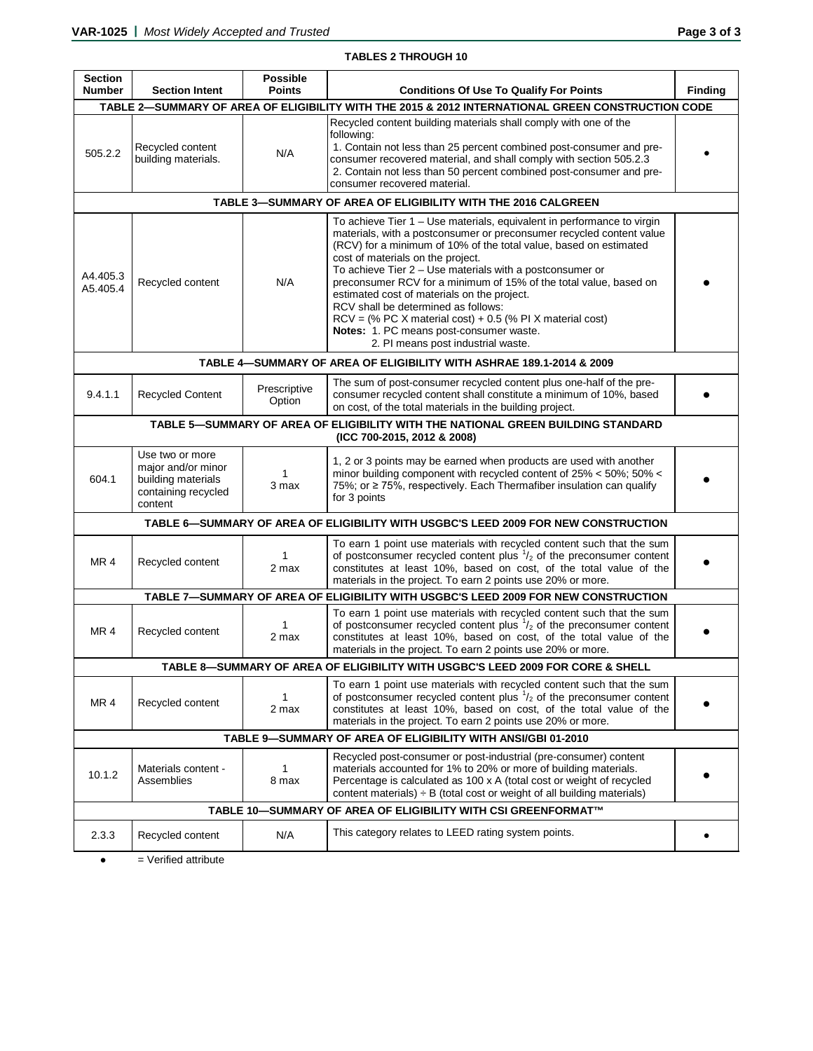**TABLES 2 THROUGH 10**

| Section Number | Section Intent | Possible Points | Conditions Of Use To Qualify For Points | Finding |
|---|---|---|---|---|
| **TABLE 2—SUMMARY OF AREA OF ELIGIBILITY WITH THE 2015 & 2012 INTERNATIONAL GREEN CONSTRUCTION CODE** | | | | |
| 505.2.2 | Recycled content building materials. | N/A | Recycled content building materials shall comply with one of the following:<br>1. Contain not less than 25 percent combined post-consumer and pre-consumer recovered material, and shall comply with section 505.2.3<br>2. Contain not less than 50 percent combined post-consumer and pre-consumer recovered material. | ● |
| **TABLE 3—SUMMARY OF AREA OF ELIGIBILITY WITH THE 2016 CALGREEN** | | | | |
| A4.405.3<br>A5.405.4 | Recycled content | N/A | To achieve Tier 1 – Use materials, equivalent in performance to virgin materials, with a postconsumer or preconsumer recycled content value (RCV) for a minimum of 10% of the total value, based on estimated cost of materials on the project.<br>To achieve Tier 2 – Use materials with a postconsumer or preconsumer RCV for a minimum of 15% of the total value, based on estimated cost of materials on the project.<br>RCV shall be determined as follows:<br>RCV = (% PC X material cost) + 0.5 (% PI X material cost)<br>**Notes:** 1. PC means post-consumer waste.<br>2. PI means post industrial waste. | ● |
| **TABLE 4—SUMMARY OF AREA OF ELIGIBILITY WITH ASHRAE 189.1-2014 & 2009** | | | | |
| 9.4.1.1 | Recycled Content | Prescriptive Option | The sum of post-consumer recycled content plus one-half of the pre-consumer recycled content shall constitute a minimum of 10%, based on cost, of the total materials in the building project. | ● |
| **TABLE 5—SUMMARY OF AREA OF ELIGIBILITY WITH THE NATIONAL GREEN BUILDING STANDARD (ICC 700-2015, 2012 & 2008)** | | | | |
| 604.1 | Use two or more major and/or minor building materials containing recycled content | 1<br>3 max | 1, 2 or 3 points may be earned when products are used with another minor building component with recycled content of 25% < 50%; 50% < 75%; or ≥ 75%, respectively. Each Thermafiber insulation can qualify for 3 points | ● |
| **TABLE 6—SUMMARY OF AREA OF ELIGIBILITY WITH USGBC'S LEED 2009 FOR NEW CONSTRUCTION** | | | | |
| MR 4 | Recycled content | 1<br>2 max | To earn 1 point use materials with recycled content such that the sum of postconsumer recycled content plus $^{1}/_{2}$ of the preconsumer content constitutes at least 10%, based on cost, of the total value of the materials in the project. To earn 2 points use 20% or more. | ● |
| **TABLE 7—SUMMARY OF AREA OF ELIGIBILITY WITH USGBC'S LEED 2009 FOR NEW CONSTRUCTION** | | | | |
| MR 4 | Recycled content | 1<br>2 max | To earn 1 point use materials with recycled content such that the sum of postconsumer recycled content plus $^{1}/_{2}$ of the preconsumer content constitutes at least 10%, based on cost, of the total value of the materials in the project. To earn 2 points use 20% or more. | ● |
| **TABLE 8—SUMMARY OF AREA OF ELIGIBILITY WITH USGBC'S LEED 2009 FOR CORE & SHELL** | | | | |
| MR 4 | Recycled content | 1<br>2 max | To earn 1 point use materials with recycled content such that the sum of postconsumer recycled content plus $^{1}/_{2}$ of the preconsumer content constitutes at least 10%, based on cost, of the total value of the materials in the project. To earn 2 points use 20% or more. | ● |
| **TABLE 9—SUMMARY OF AREA OF ELIGIBILITY WITH ANSI/GBI 01-2010** | | | | |
| 10.1.2 | Materials content - Assemblies | 1<br>8 max | Recycled post-consumer or post-industrial (pre-consumer) content materials accounted for 1% to 20% or more of building materials. Percentage is calculated as 100 x A (total cost or weight of recycled content materials) ÷ B (total cost or weight of all building materials) | ● |
| **TABLE 10—SUMMARY OF AREA OF ELIGIBILITY WITH CSI GREENFORMAT™** | | | | |
| 2.3.3 | Recycled content | N/A | This category relates to LEED rating system points. | ● |

● = Verified attribute